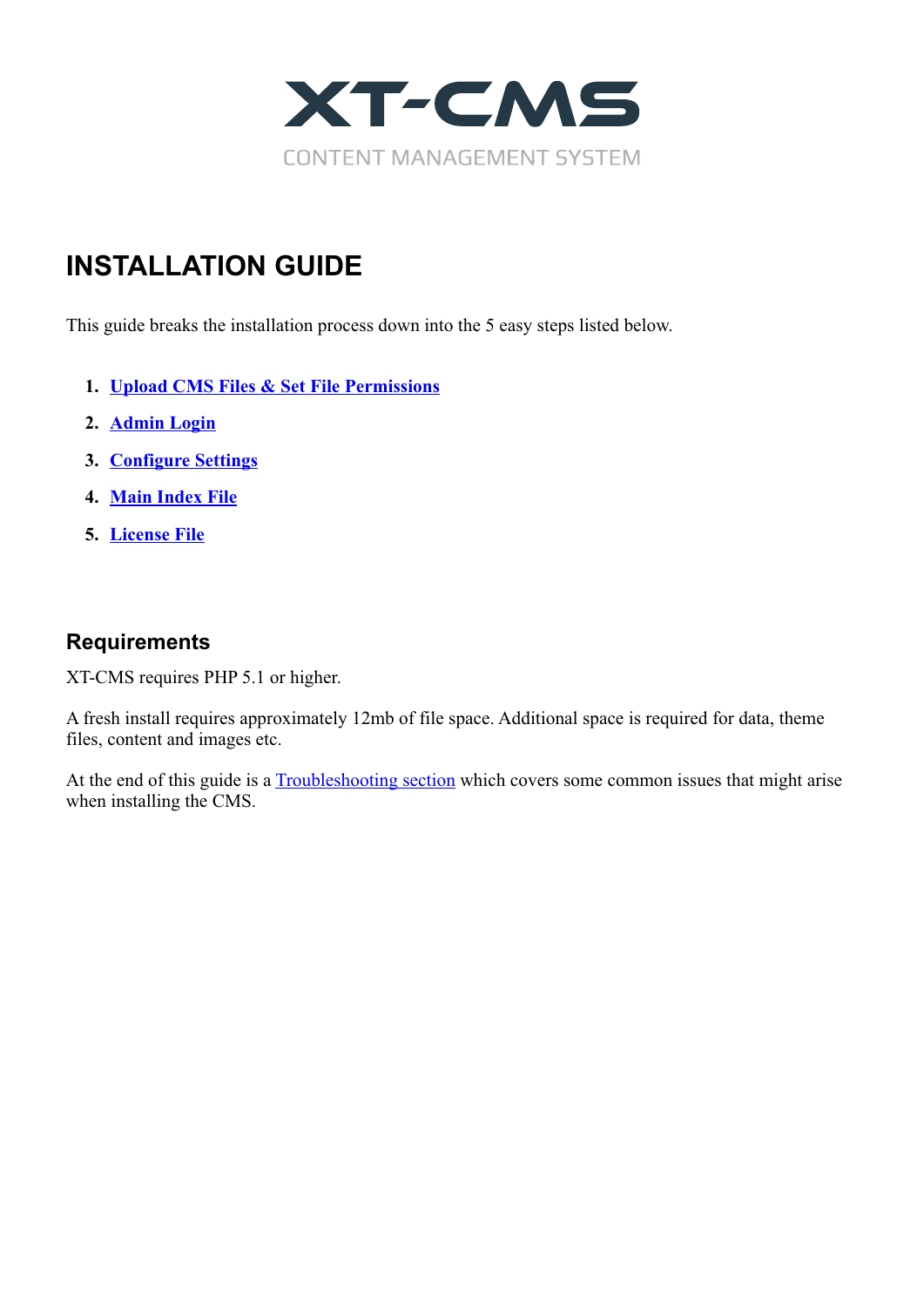# XT-CMS

CONTENT MANAGEMENT SYSTEM

## INSTALLATION GUIDE

This guide breaks the installation process down into the 5 easy steps listed below.

1. **Upload CMS Files & Set File Permissions**
2. **Admin Login**
3. **Configure Settings**
4. **Main Index File**
5. **License File**

### Requirements

XT-CMS requires PHP 5.1 or higher.

A fresh install requires approximately 12mb of file space. Additional space is required for data, theme files, content and images etc.

At the end of this guide is a Troubleshooting section which covers some common issues that might arise when installing the CMS.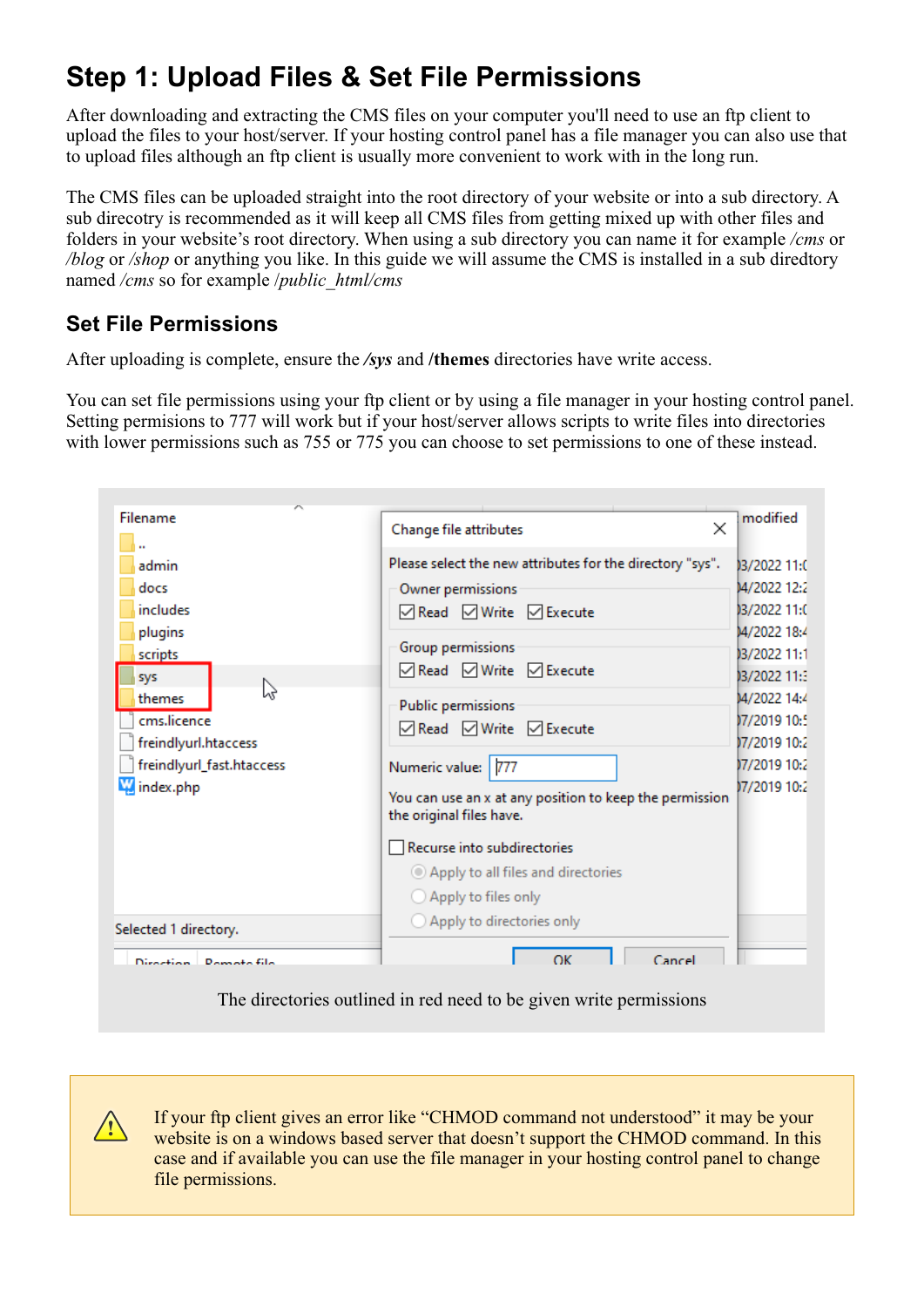# Step 1: Upload Files & Set File Permissions

After downloading and extracting the CMS files on your computer you'll need to use an ftp client to upload the files to your host/server. If your hosting control panel has a file manager you can also use that to upload files although an ftp client is usually more convenient to work with in the long run.

The CMS files can be uploaded straight into the root directory of your website or into a sub directory. A sub direcotry is recommended as it will keep all CMS files from getting mixed up with other files and folders in your website's root directory. When using a sub directory you can name it for example */cms* or */blog* or */shop* or anything you like. In this guide we will assume the CMS is installed in a sub diredtory named */cms* so for example */public_html/cms*

## Set File Permissions

After uploading is complete, ensure the ***/sys*** and **/themes** directories have write access.

You can set file permissions using your ftp client or by using a file manager in your hosting control panel. Setting permisions to 777 will work but if your host/server allows scripts to write files into directories with lower permissions such as 755 or 775 you can choose to set permissions to one of these instead.

The directories outlined in red need to be given write permissions

> ⚠ If your ftp client gives an error like "CHMOD command not understood" it may be your website is on a windows based server that doesn't support the CHMOD command. In this case and if available you can use the file manager in your hosting control panel to change file permissions.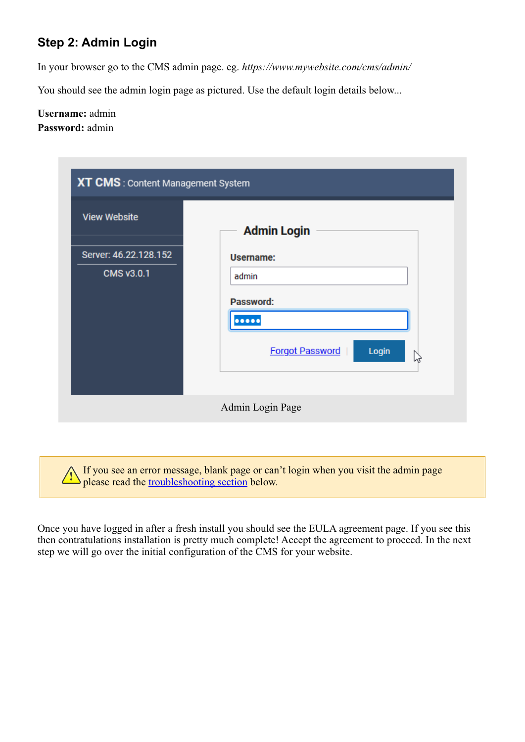### Step 2: Admin Login

In your browser go to the CMS admin page. eg. *https://www.mywebsite.com/cms/admin/*

You should see the admin login page as pictured. Use the default login details below...

**Username:** admin
**Password:** admin

Admin Login Page

> ⚠ If you see an error message, blank page or can't login when you visit the admin page please read the troubleshooting section below.

Once you have logged in after a fresh install you should see the EULA agreement page. If you see this then contratulations installation is pretty much complete! Accept the agreement to proceed. In the next step we will go over the initial configuration of the CMS for your website.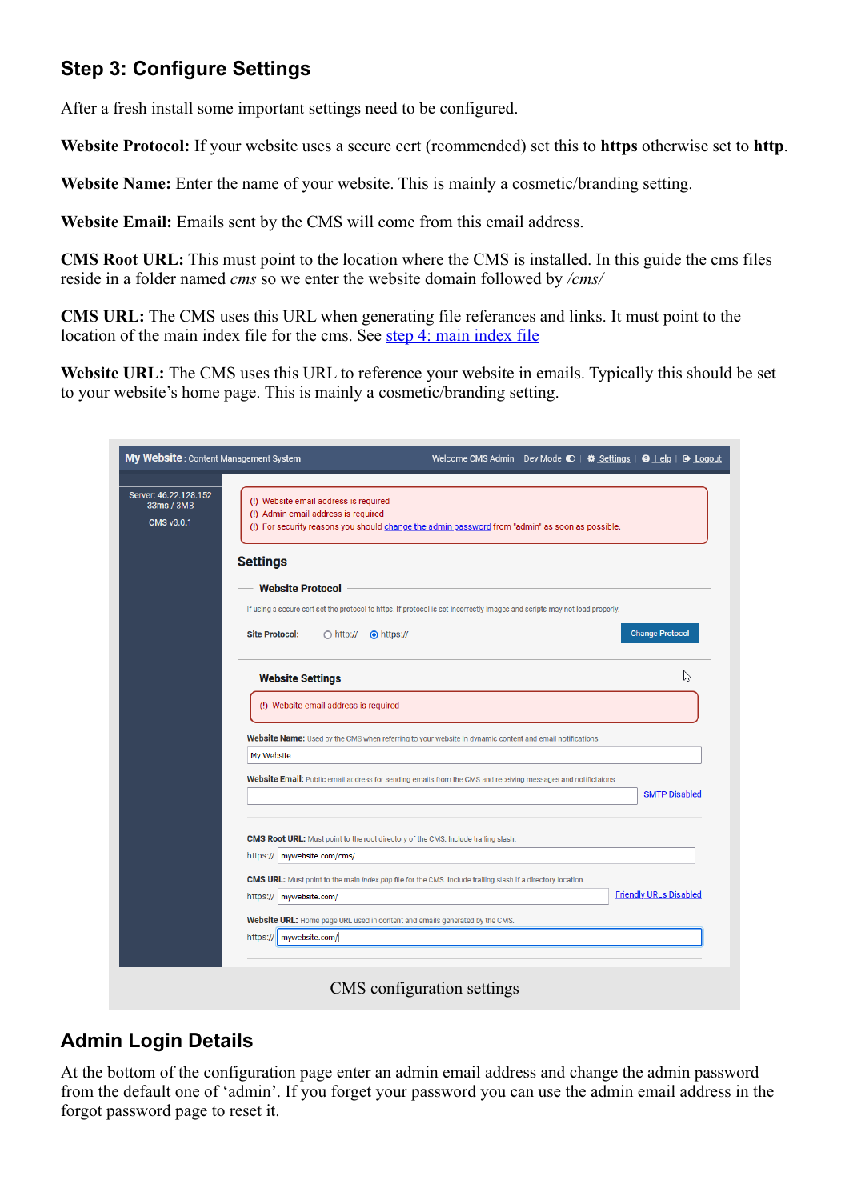## Step 3: Configure Settings

After a fresh install some important settings need to be configured.

**Website Protocol:** If your website uses a secure cert (rcommended) set this to **https** otherwise set to **http**.

**Website Name:** Enter the name of your website. This is mainly a cosmetic/branding setting.

**Website Email:** Emails sent by the CMS will come from this email address.

**CMS Root URL:** This must point to the location where the CMS is installed. In this guide the cms files reside in a folder named *cms* so we enter the website domain followed by */cms/*

**CMS URL:** The CMS uses this URL when generating file referances and links. It must point to the location of the main index file for the cms. See step 4: main index file

**Website URL:** The CMS uses this URL to reference your website in emails. Typically this should be set to your website's home page. This is mainly a cosmetic/branding setting.

CMS configuration settings

## Admin Login Details

At the bottom of the configuration page enter an admin email address and change the admin password from the default one of 'admin'. If you forget your password you can use the admin email address in the forgot password page to reset it.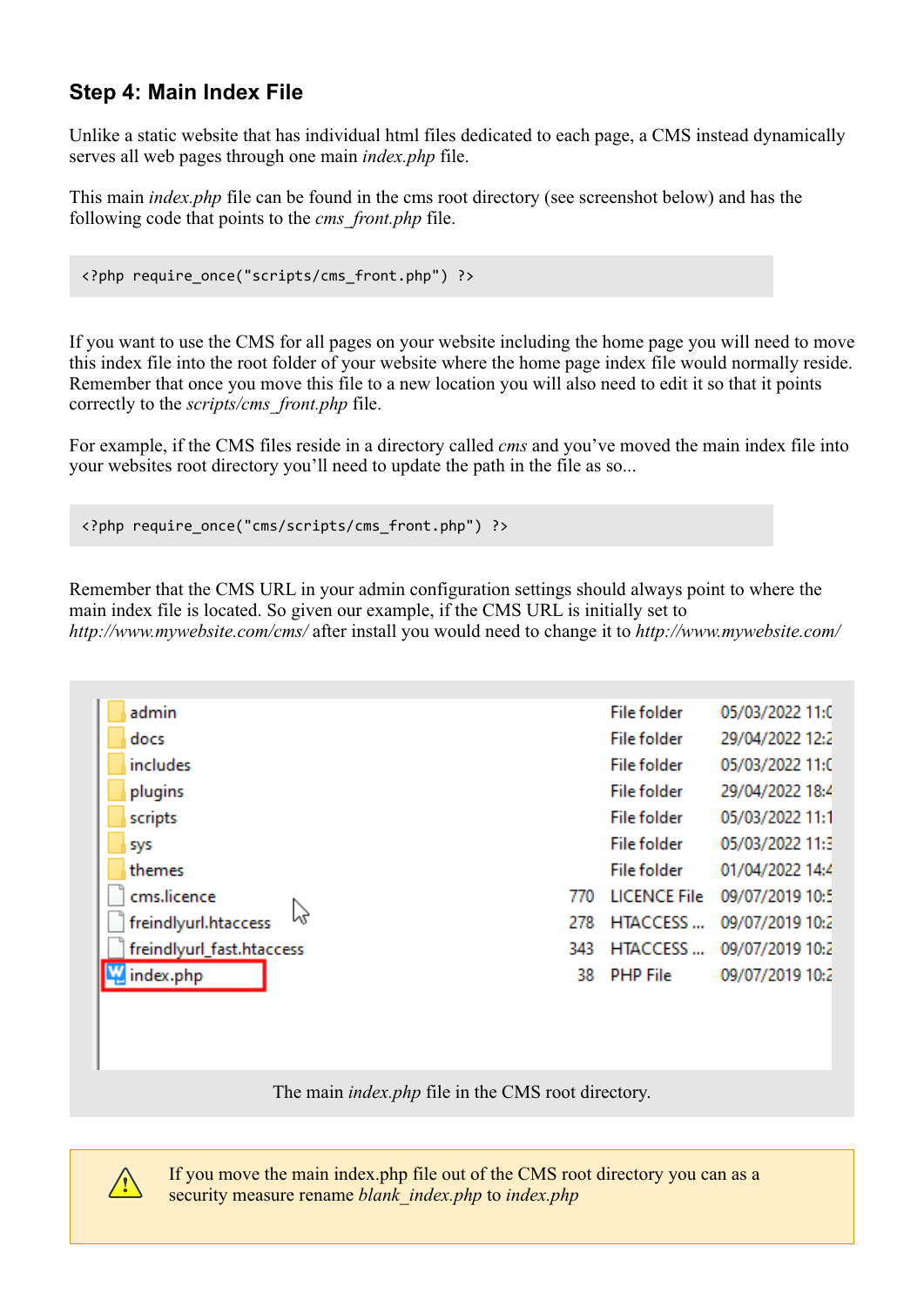## Step 4: Main Index File

Unlike a static website that has individual html files dedicated to each page, a CMS instead dynamically serves all web pages through one main *index.php* file.

This main *index.php* file can be found in the cms root directory (see screenshot below) and has the following code that points to the *cms_front.php* file.

```
<?php require_once("scripts/cms_front.php") ?>
```

If you want to use the CMS for all pages on your website including the home page you will need to move this index file into the root folder of your website where the home page index file would normally reside. Remember that once you move this file to a new location you will also need to edit it so that it points correctly to the *scripts/cms_front.php* file.

For example, if the CMS files reside in a directory called *cms* and you've moved the main index file into your websites root directory you'll need to update the path in the file as so...

```
<?php require_once("cms/scripts/cms_front.php") ?>
```

Remember that the CMS URL in your admin configuration settings should always point to where the main index file is located. So given our example, if the CMS URL is initially set to *http://www.mywebsite.com/cms/* after install you would need to change it to *http://www.mywebsite.com/*

| Name | Size | Type | Date modified |
|---|---|---|---|
| admin | | File folder | 05/03/2022 11:0 |
| docs | | File folder | 29/04/2022 12:2 |
| includes | | File folder | 05/03/2022 11:0 |
| plugins | | File folder | 29/04/2022 18:4 |
| scripts | | File folder | 05/03/2022 11:1 |
| sys | | File folder | 05/03/2022 11:3 |
| themes | | File folder | 01/04/2022 14:4 |
| cms.licence | 770 | LICENCE File | 09/07/2019 10:5 |
| freindlyurl.htaccess | 278 | HTACCESS ... | 09/07/2019 10:2 |
| freindlyurl_fast.htaccess | 343 | HTACCESS ... | 09/07/2019 10:2 |
| index.php | 38 | PHP File | 09/07/2019 10:2 |

The main *index.php* file in the CMS root directory.

> ⚠ If you move the main index.php file out of the CMS root directory you can as a security measure rename *blank_index.php* to *index.php*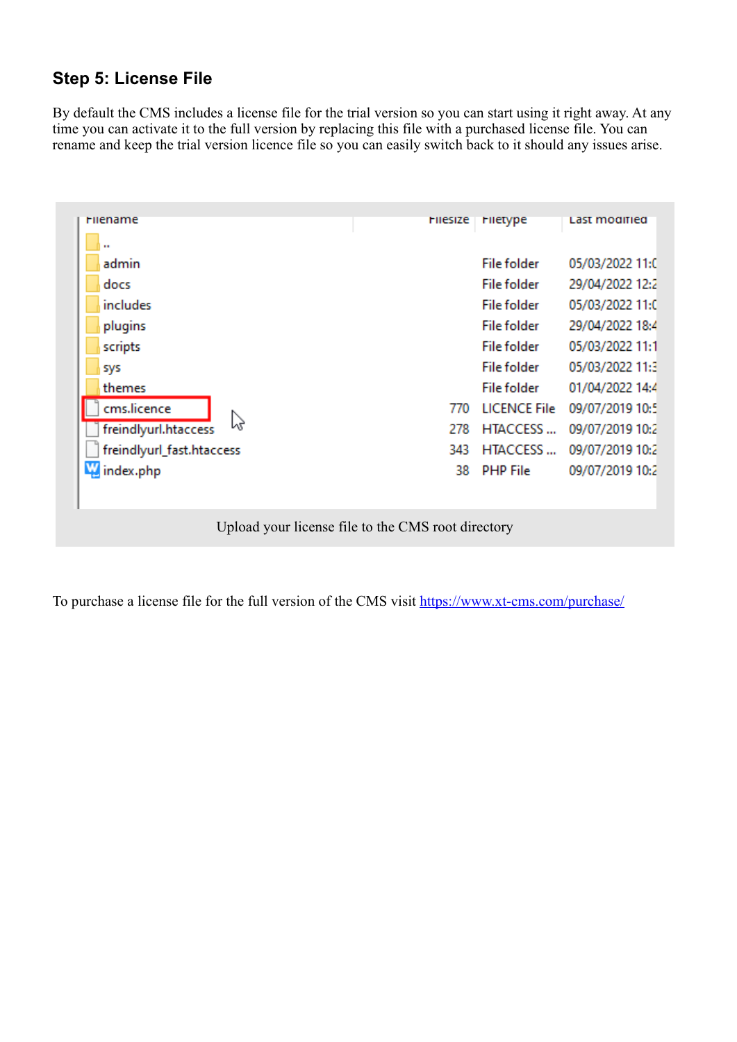## Step 5: License File

By default the CMS includes a license file for the trial version so you can start using it right away. At any time you can activate it to the full version by replacing this file with a purchased license file. You can rename and keep the trial version licence file so you can easily switch back to it should any issues arise.

| Filename | Filesize | Filetype | Last modified |
|---|---|---|---|
| .. | | | |
| admin | | File folder | 05/03/2022 11:0 |
| docs | | File folder | 29/04/2022 12:2 |
| includes | | File folder | 05/03/2022 11:0 |
| plugins | | File folder | 29/04/2022 18:4 |
| scripts | | File folder | 05/03/2022 11:1 |
| sys | | File folder | 05/03/2022 11:3 |
| themes | | File folder | 01/04/2022 14:4 |
| cms.licence | 770 | LICENCE File | 09/07/2019 10:5 |
| freindlyurl.htaccess | 278 | HTACCESS ... | 09/07/2019 10:2 |
| freindlyurl_fast.htaccess | 343 | HTACCESS ... | 09/07/2019 10:2 |
| index.php | 38 | PHP File | 09/07/2019 10:2 |

Upload your license file to the CMS root directory

To purchase a license file for the full version of the CMS visit [https://www.xt-cms.com/purchase/](https://www.xt-cms.com/purchase/)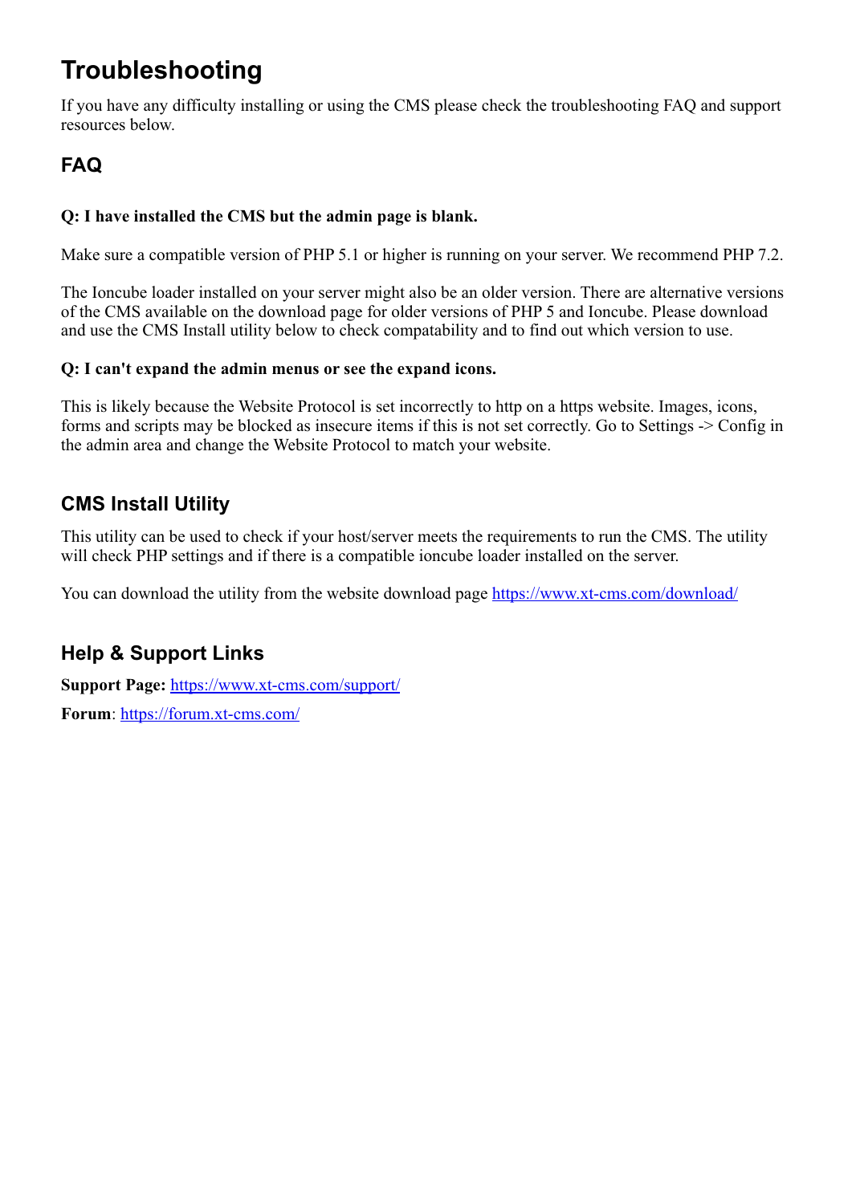# Troubleshooting

If you have any difficulty installing or using the CMS please check the troubleshooting FAQ and support resources below.

## FAQ

**Q: I have installed the CMS but the admin page is blank.**

Make sure a compatible version of PHP 5.1 or higher is running on your server. We recommend PHP 7.2.

The Ioncube loader installed on your server might also be an older version. There are alternative versions of the CMS available on the download page for older versions of PHP 5 and Ioncube. Please download and use the CMS Install utility below to check compatability and to find out which version to use.

**Q: I can't expand the admin menus or see the expand icons.**

This is likely because the Website Protocol is set incorrectly to http on a https website. Images, icons, forms and scripts may be blocked as insecure items if this is not set correctly. Go to Settings -> Config in the admin area and change the Website Protocol to match your website.

## CMS Install Utility

This utility can be used to check if your host/server meets the requirements to run the CMS. The utility will check PHP settings and if there is a compatible ioncube loader installed on the server.

You can download the utility from the website download page [https://www.xt-cms.com/download/](https://www.xt-cms.com/download/)

## Help & Support Links

**Support Page:** [https://www.xt-cms.com/support/](https://www.xt-cms.com/support/)

**Forum**: [https://forum.xt-cms.com/](https://forum.xt-cms.com/)